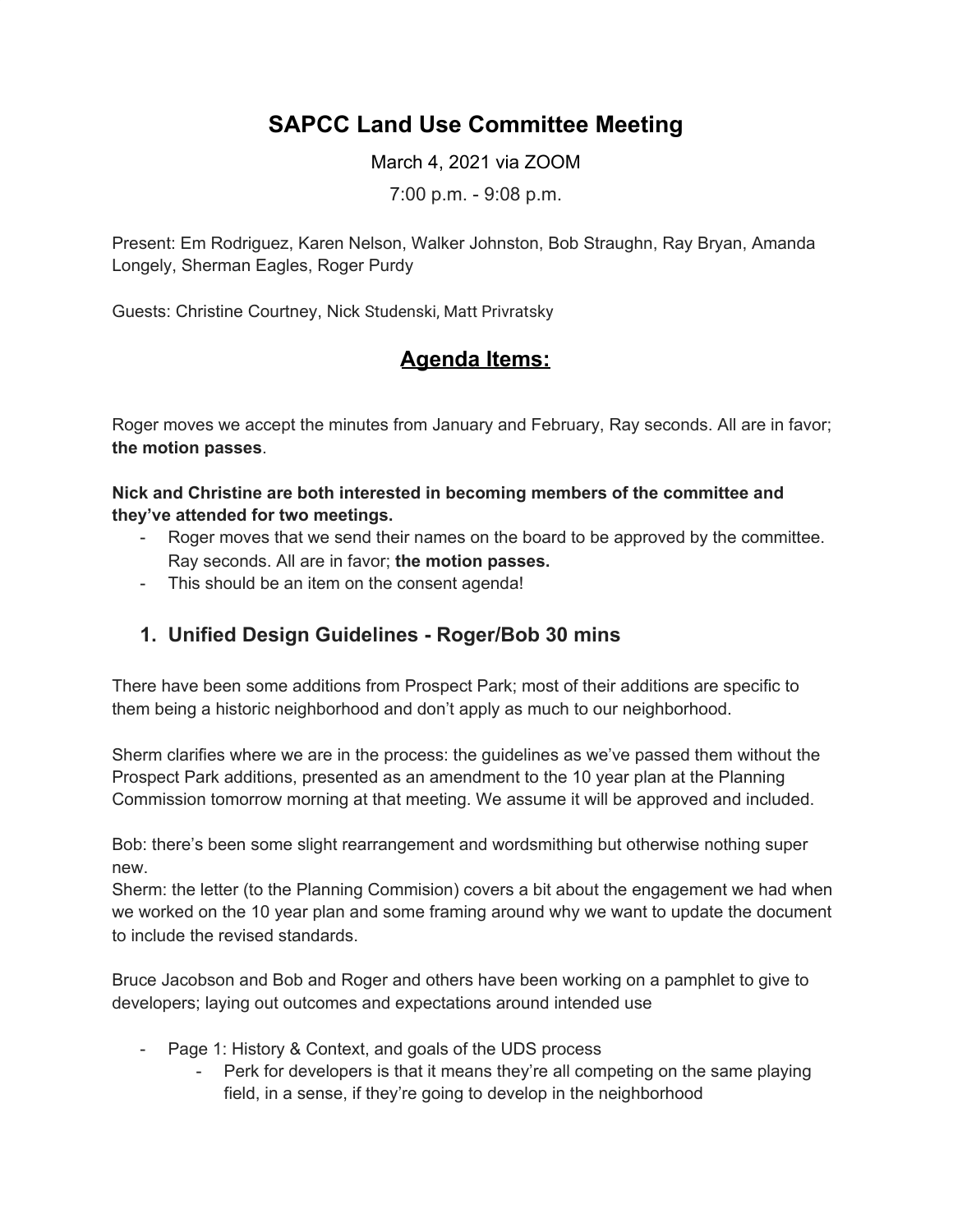# SAPCC Land Use Committee Meeting

March 4, 2021 via ZOOM

7:00 p.m. - 9:08 p.m.

Present: Em Rodriguez, Karen Nelson, Walker Johnston, Bob Straughn, Ray Bryan, Amanda Longely, Sherman Eagles, Roger Purdy

Guests: Christine Courtney, Nick Studenski, Matt Privratsky

## Agenda Items:

Roger moves we accept the minutes from January and February, Ray seconds. All are in favor; **the motion passes**.

**Nick and Christine are both interested in becoming members of the committee and they've attended for two meetings.**

- Roger moves that we send their names on the board to be approved by the committee. Ray seconds. All are in favor; **the motion passes.**
- This should be an item on the consent agenda!

### 1. Unified Design Guidelines - Roger/Bob 30 mins

There have been some additions from Prospect Park; most of their additions are specific to them being a historic neighborhood and don't apply as much to our neighborhood.

Sherm clarifies where we are in the process: the guidelines as we've passed them without the Prospect Park additions, presented as an amendment to the 10 year plan at the Planning Commission tomorrow morning at that meeting. We assume it will be approved and included.

Bob: there's been some slight rearrangement and wordsmithing but otherwise nothing super new.

Sherm: the letter (to the Planning Commision) covers a bit about the engagement we had when we worked on the 10 year plan and some framing around why we want to update the document to include the revised standards.

Bruce Jacobson and Bob and Roger and others have been working on a pamphlet to give to developers; laying out outcomes and expectations around intended use

- Page 1: History & Context, and goals of the UDS process
  - Perk for developers is that it means they're all competing on the same playing field, in a sense, if they're going to develop in the neighborhood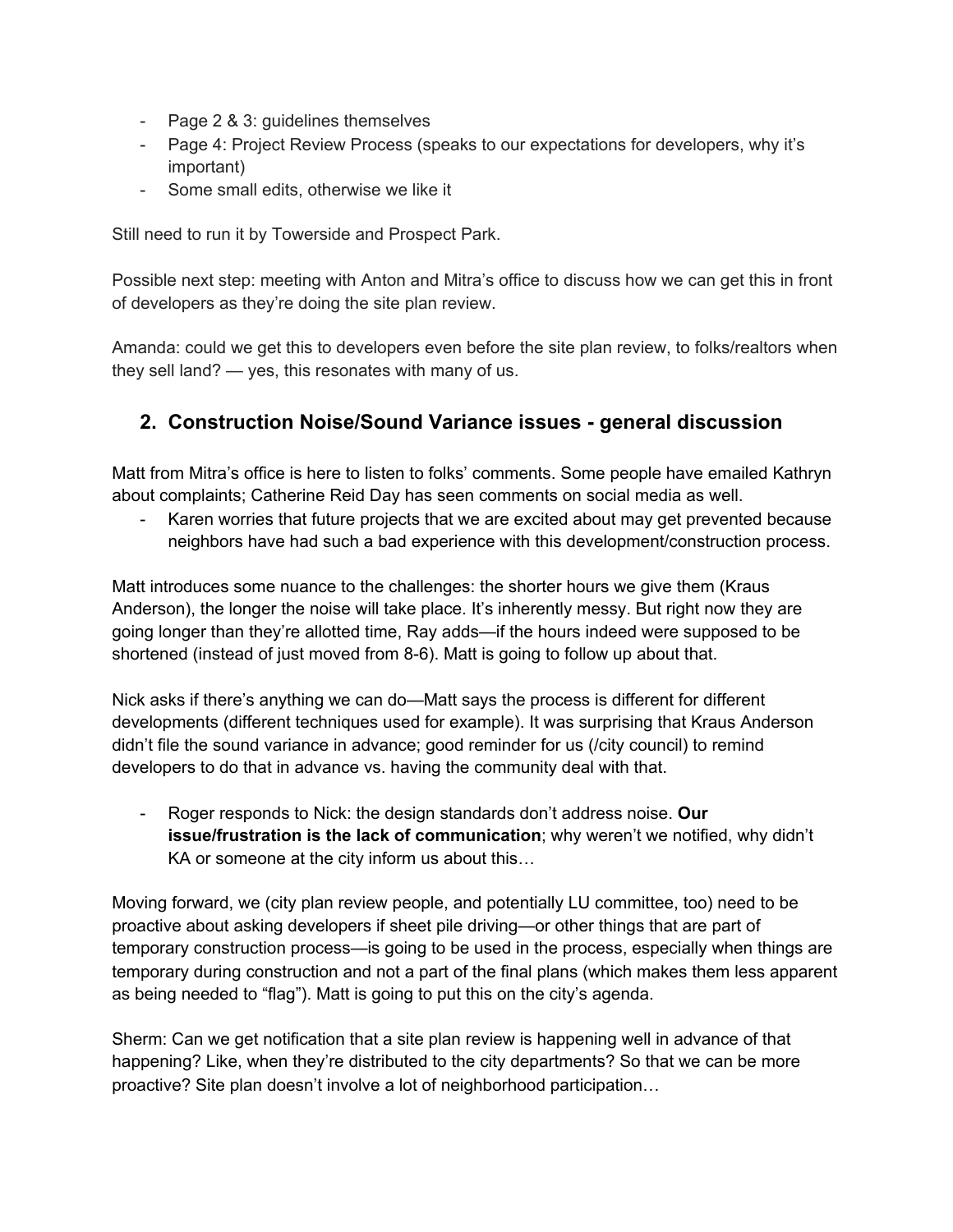- Page 2 & 3: guidelines themselves
- Page 4: Project Review Process (speaks to our expectations for developers, why it's important)
- Some small edits, otherwise we like it

Still need to run it by Towerside and Prospect Park.

Possible next step: meeting with Anton and Mitra's office to discuss how we can get this in front of developers as they're doing the site plan review.

Amanda: could we get this to developers even before the site plan review, to folks/realtors when they sell land? — yes, this resonates with many of us.

## 2. Construction Noise/Sound Variance issues - general discussion

Matt from Mitra's office is here to listen to folks' comments. Some people have emailed Kathryn about complaints; Catherine Reid Day has seen comments on social media as well.

- Karen worries that future projects that we are excited about may get prevented because neighbors have had such a bad experience with this development/construction process.

Matt introduces some nuance to the challenges: the shorter hours we give them (Kraus Anderson), the longer the noise will take place. It's inherently messy. But right now they are going longer than they're allotted time, Ray adds—if the hours indeed were supposed to be shortened (instead of just moved from 8-6). Matt is going to follow up about that.

Nick asks if there's anything we can do—Matt says the process is different for different developments (different techniques used for example). It was surprising that Kraus Anderson didn't file the sound variance in advance; good reminder for us (/city council) to remind developers to do that in advance vs. having the community deal with that.

- Roger responds to Nick: the design standards don't address noise. **Our issue/frustration is the lack of communication**; why weren't we notified, why didn't KA or someone at the city inform us about this…

Moving forward, we (city plan review people, and potentially LU committee, too) need to be proactive about asking developers if sheet pile driving—or other things that are part of temporary construction process—is going to be used in the process, especially when things are temporary during construction and not a part of the final plans (which makes them less apparent as being needed to "flag"). Matt is going to put this on the city's agenda.

Sherm: Can we get notification that a site plan review is happening well in advance of that happening? Like, when they're distributed to the city departments? So that we can be more proactive? Site plan doesn't involve a lot of neighborhood participation…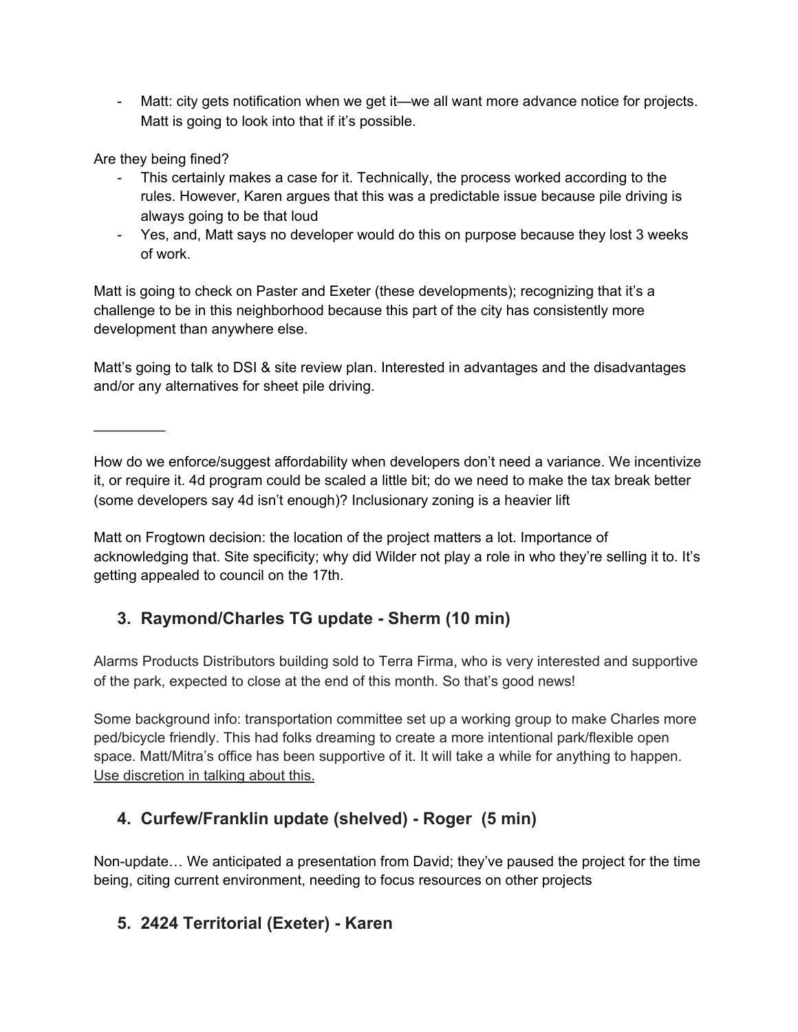- Matt: city gets notification when we get it—we all want more advance notice for projects. Matt is going to look into that if it's possible.

Are they being fined?

- This certainly makes a case for it. Technically, the process worked according to the rules. However, Karen argues that this was a predictable issue because pile driving is always going to be that loud
- Yes, and, Matt says no developer would do this on purpose because they lost 3 weeks of work.

Matt is going to check on Paster and Exeter (these developments); recognizing that it's a challenge to be in this neighborhood because this part of the city has consistently more development than anywhere else.

Matt's going to talk to DSI & site review plan. Interested in advantages and the disadvantages and/or any alternatives for sheet pile driving.

_________

How do we enforce/suggest affordability when developers don't need a variance. We incentivize it, or require it. 4d program could be scaled a little bit; do we need to make the tax break better (some developers say 4d isn't enough)? Inclusionary zoning is a heavier lift

Matt on Frogtown decision: the location of the project matters a lot. Importance of acknowledging that. Site specificity; why did Wilder not play a role in who they're selling it to. It's getting appealed to council on the 17th.

### 3. Raymond/Charles TG update - Sherm (10 min)

Alarms Products Distributors building sold to Terra Firma, who is very interested and supportive of the park, expected to close at the end of this month. So that's good news!

Some background info: transportation committee set up a working group to make Charles more ped/bicycle friendly. This had folks dreaming to create a more intentional park/flexible open space. Matt/Mitra's office has been supportive of it. It will take a while for anything to happen. <u>Use discretion in talking about this.</u>

### 4. Curfew/Franklin update (shelved) - Roger (5 min)

Non-update… We anticipated a presentation from David; they've paused the project for the time being, citing current environment, needing to focus resources on other projects

### 5. 2424 Territorial (Exeter) - Karen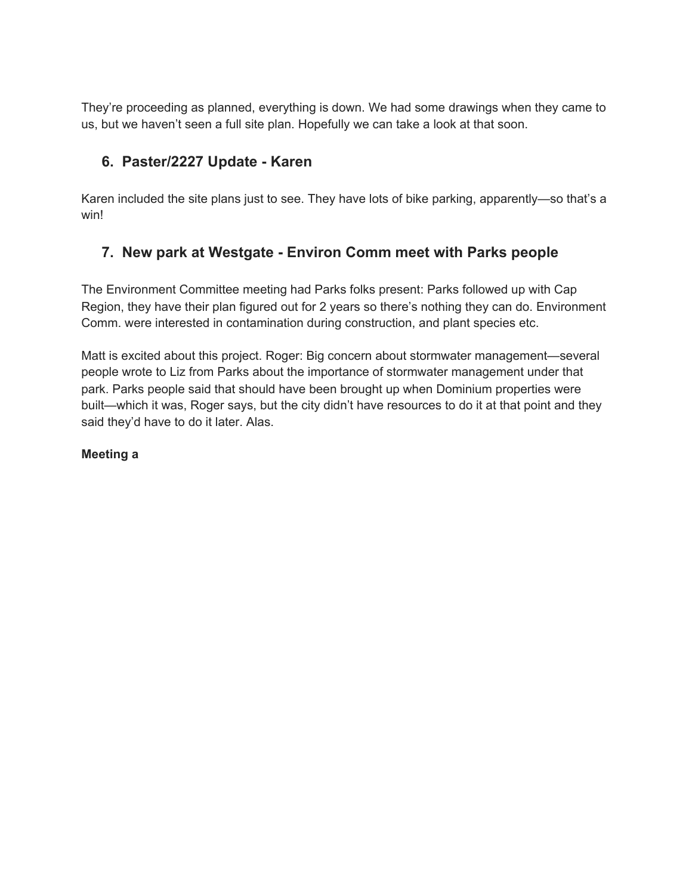They're proceeding as planned, everything is down. We had some drawings when they came to us, but we haven't seen a full site plan. Hopefully we can take a look at that soon.

## 6. Paster/2227 Update - Karen

Karen included the site plans just to see. They have lots of bike parking, apparently—so that's a win!

## 7. New park at Westgate - Environ Comm meet with Parks people

The Environment Committee meeting had Parks folks present: Parks followed up with Cap Region, they have their plan figured out for 2 years so there's nothing they can do. Environment Comm. were interested in contamination during construction, and plant species etc.

Matt is excited about this project. Roger: Big concern about stormwater management—several people wrote to Liz from Parks about the importance of stormwater management under that park. Parks people said that should have been brought up when Dominium properties were built—which it was, Roger says, but the city didn't have resources to do it at that point and they said they'd have to do it later. Alas.

**Meeting a**